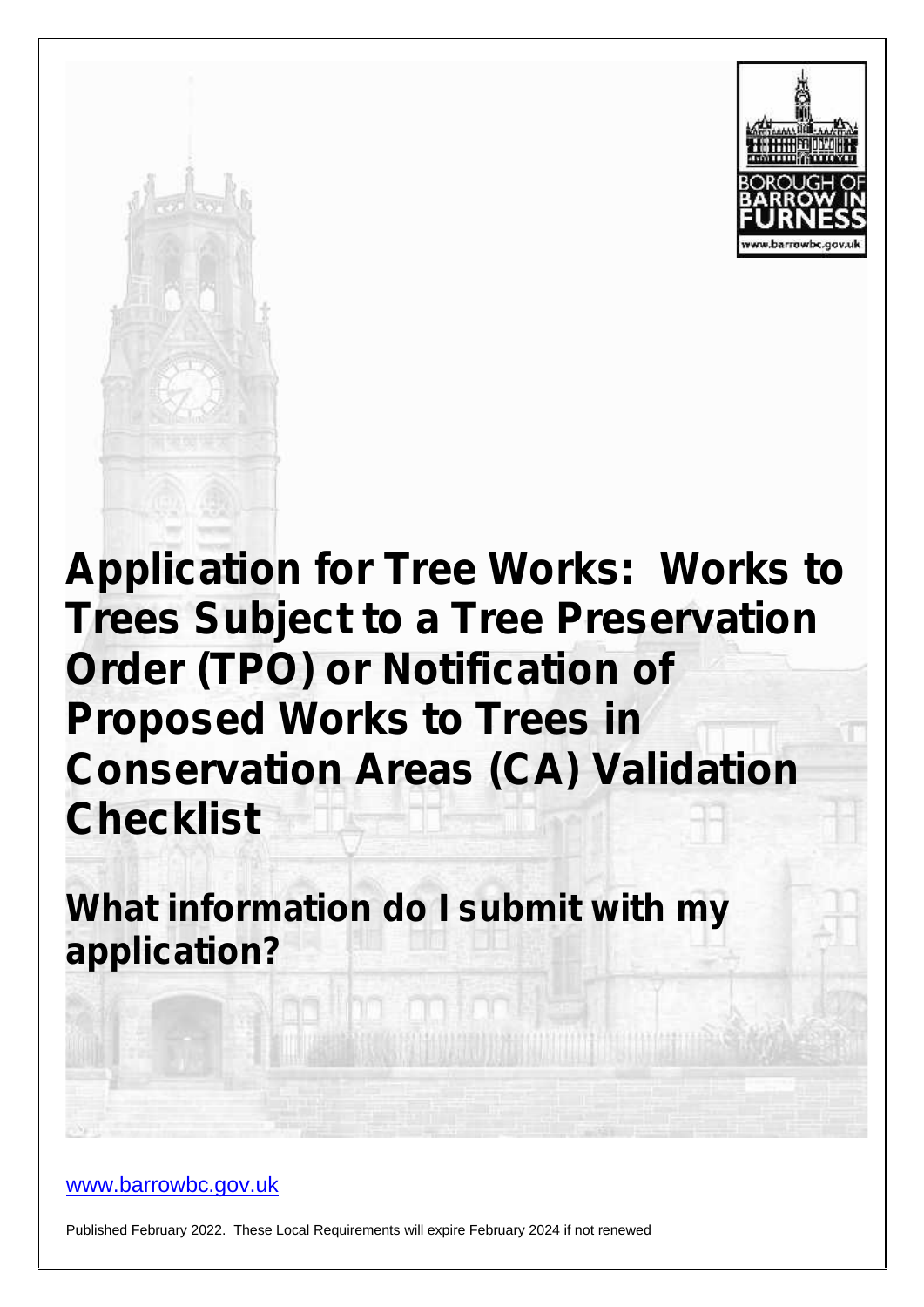# Application for Tree Works: Works to Trees Subject to a Tree Preservation Order (TPO) or Notification of Proposed Works to Trees in Conservation Areas (CA) Validation Checklist

## What information do I submit with my application?

www.barrowbc.gov.uk

Published February 2022. These Local Requirements will expire February 2024 if not renewed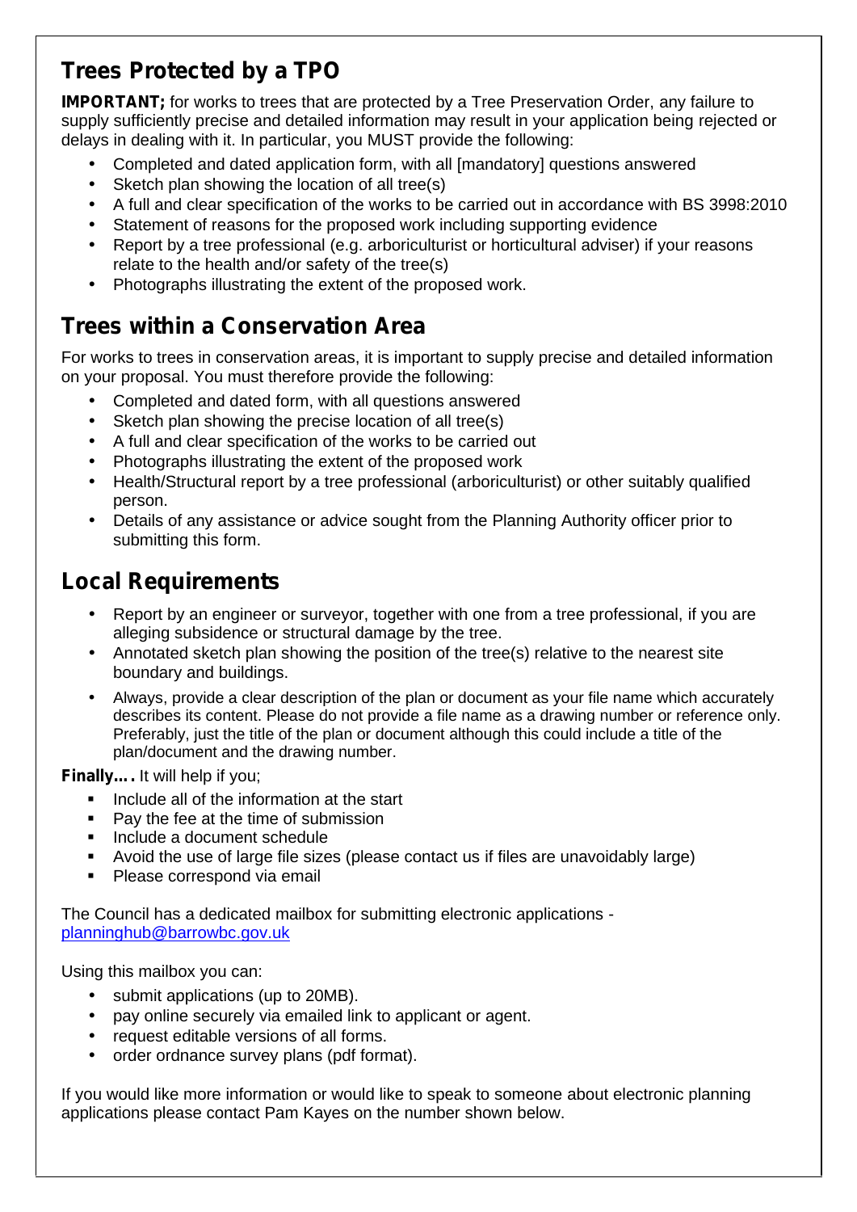## Trees Protected by a TPO

**IMPORTANT;** for works to trees that are protected by a Tree Preservation Order, any failure to supply sufficiently precise and detailed information may result in your application being rejected or delays in dealing with it. In particular, you MUST provide the following:

- Completed and dated application form, with all [mandatory] questions answered
- Sketch plan showing the location of all tree(s)
- A full and clear specification of the works to be carried out in accordance with BS 3998:2010
- Statement of reasons for the proposed work including supporting evidence
- Report by a tree professional (e.g. arboriculturist or horticultural adviser) if your reasons relate to the health and/or safety of the tree(s)
- Photographs illustrating the extent of the proposed work.

## Trees within a Conservation Area

For works to trees in conservation areas, it is important to supply precise and detailed information on your proposal. You must therefore provide the following:

- Completed and dated form, with all questions answered
- Sketch plan showing the precise location of all tree(s)
- A full and clear specification of the works to be carried out
- Photographs illustrating the extent of the proposed work
- Health/Structural report by a tree professional (arboriculturist) or other suitably qualified person.
- Details of any assistance or advice sought from the Planning Authority officer prior to submitting this form.

## Local Requirements

- Report by an engineer or surveyor, together with one from a tree professional, if you are alleging subsidence or structural damage by the tree.
- Annotated sketch plan showing the position of the tree(s) relative to the nearest site boundary and buildings.
- Always, provide a clear description of the plan or document as your file name which accurately describes its content. Please do not provide a file name as a drawing number or reference only. Preferably, just the title of the plan or document although this could include a title of the plan/document and the drawing number.

**Finally….** It will help if you;

- Include all of the information at the start
- Pay the fee at the time of submission
- Include a document schedule
- Avoid the use of large file sizes (please contact us if files are unavoidably large)
- Please correspond via email

The Council has a dedicated mailbox for submitting electronic applications - planninghub@barrowbc.gov.uk

Using this mailbox you can:

- submit applications (up to 20MB).
- pay online securely via emailed link to applicant or agent.
- request editable versions of all forms.
- order ordnance survey plans (pdf format).

If you would like more information or would like to speak to someone about electronic planning applications please contact Pam Kayes on the number shown below.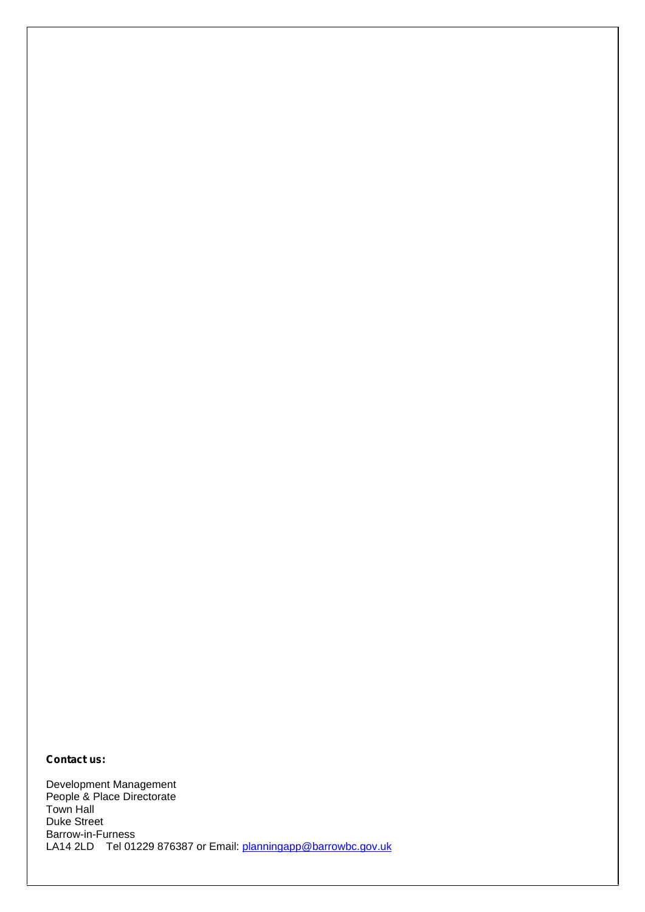**Contact us:**

Development Management
People & Place Directorate
Town Hall
Duke Street
Barrow-in-Furness
LA14 2LD Tel 01229 876387 or Email: planningapp@barrowbc.gov.uk